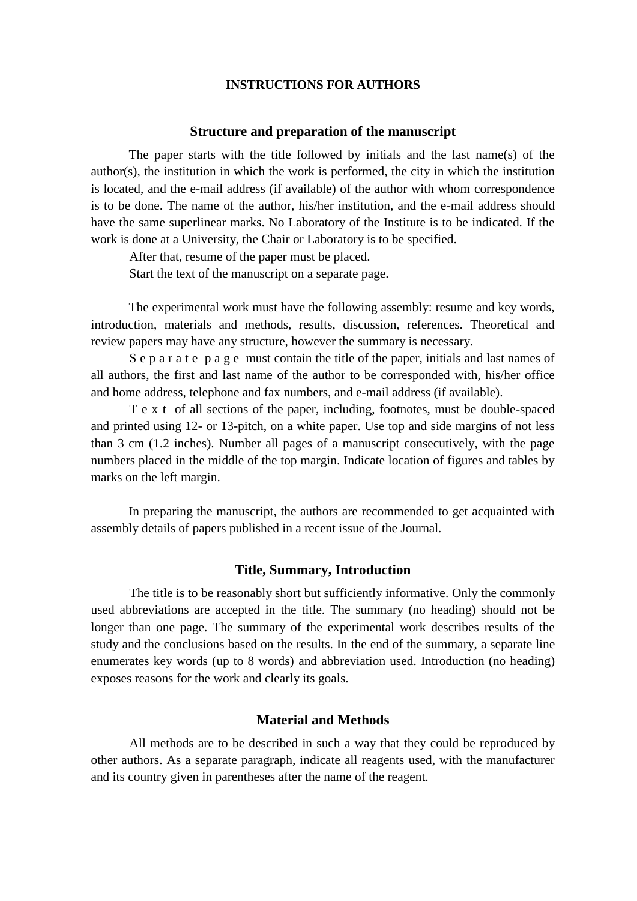# INSTRUCTIONS FOR AUTHORS

## Structure and preparation of the manuscript

The paper starts with the title followed by initials and the last name(s) of the author(s), the institution in which the work is performed, the city in which the institution is located, and the e-mail address (if available) of the author with whom correspondence is to be done. The name of the author, his/her institution, and the e-mail address should have the same superlinear marks. No Laboratory of the Institute is to be indicated. If the work is done at a University, the Chair or Laboratory is to be specified.

After that, resume of the paper must be placed.

Start the text of the manuscript on a separate page.

The experimental work must have the following assembly: resume and key words, introduction, materials and methods, results, discussion, references. Theoretical and review papers may have any structure, however the summary is necessary.

S e p a r a t e  p a g e must contain the title of the paper, initials and last names of all authors, the first and last name of the author to be corresponded with, his/her office and home address, telephone and fax numbers, and e-mail address (if available).

T e x t of all sections of the paper, including, footnotes, must be double-spaced and printed using 12- or 13-pitch, on a white paper. Use top and side margins of not less than 3 cm (1.2 inches). Number all pages of a manuscript consecutively, with the page numbers placed in the middle of the top margin. Indicate location of figures and tables by marks on the left margin.

In preparing the manuscript, the authors are recommended to get acquainted with assembly details of papers published in a recent issue of the Journal.

## Title, Summary, Introduction

The title is to be reasonably short but sufficiently informative. Only the commonly used abbreviations are accepted in the title. The summary (no heading) should not be longer than one page. The summary of the experimental work describes results of the study and the conclusions based on the results. In the end of the summary, a separate line enumerates key words (up to 8 words) and abbreviation used. Introduction (no heading) exposes reasons for the work and clearly its goals.

## Material and Methods

All methods are to be described in such a way that they could be reproduced by other authors. As a separate paragraph, indicate all reagents used, with the manufacturer and its country given in parentheses after the name of the reagent.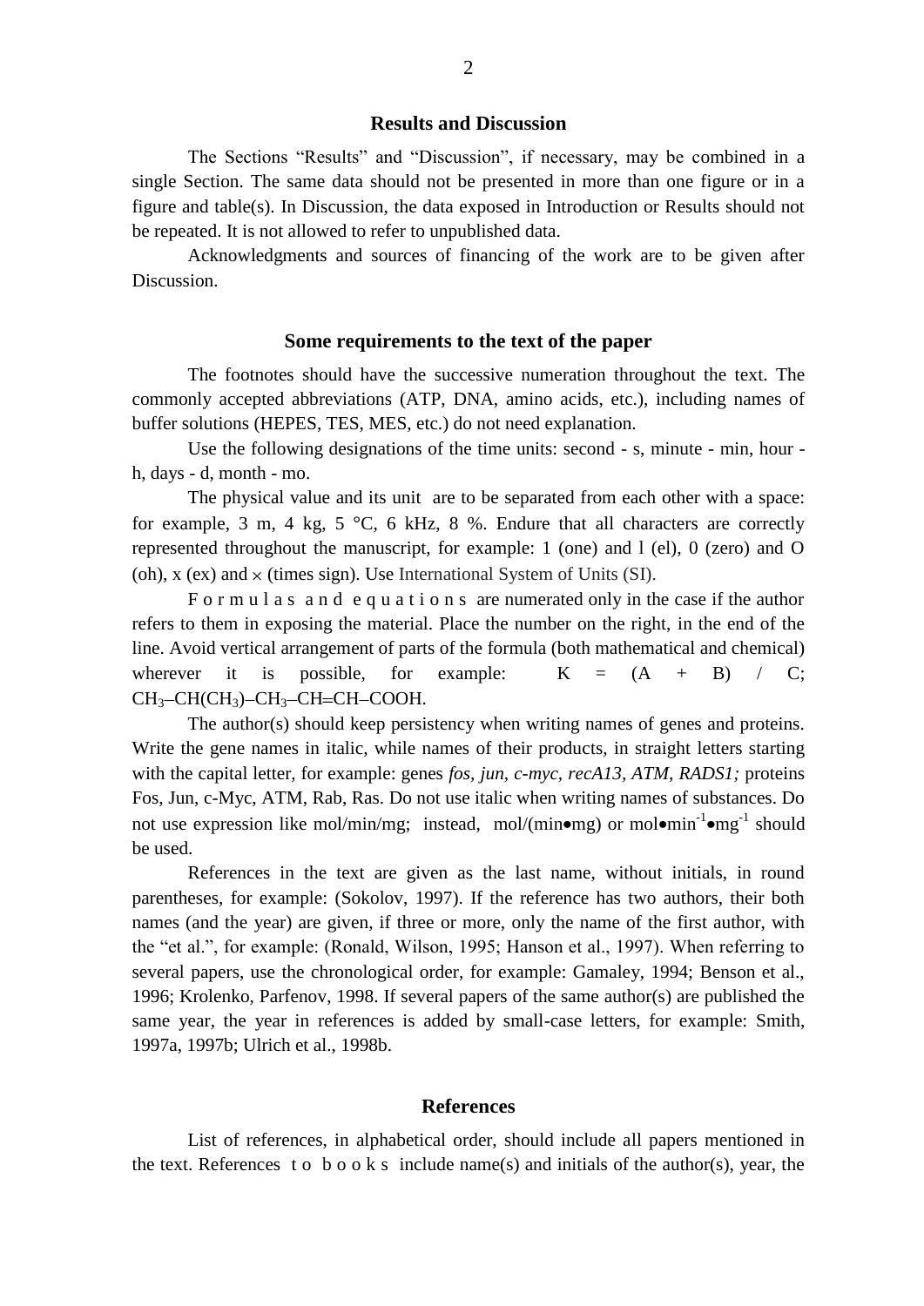## Results and Discussion

The Sections "Results" and "Discussion", if necessary, may be combined in a single Section. The same data should not be presented in more than one figure or in a figure and table(s). In Discussion, the data exposed in Introduction or Results should not be repeated. It is not allowed to refer to unpublished data.

Acknowledgments and sources of financing of the work are to be given after Discussion.

## Some requirements to the text of the paper

The footnotes should have the successive numeration throughout the text. The commonly accepted abbreviations (ATP, DNA, amino acids, etc.), including names of buffer solutions (HEPES, TES, MES, etc.) do not need explanation.

Use the following designations of the time units: second - s, minute - min, hour - h, days - d, month - mo.

The physical value and its unit are to be separated from each other with a space: for example, 3 m, 4 kg, 5 °C, 6 kHz, 8 %. Endure that all characters are correctly represented throughout the manuscript, for example: 1 (one) and l (el), 0 (zero) and O (oh), x (ex) and × (times sign). Use International System of Units (SI).

Formulas and equations are numerated only in the case if the author refers to them in exposing the material. Place the number on the right, in the end of the line. Avoid vertical arrangement of parts of the formula (both mathematical and chemical) wherever it is possible, for example: K = (A + B) / C; $CH_3$–$CH(CH_3)$–$CH_3$–CH═CH–COOH.

The author(s) should keep persistency when writing names of genes and proteins. Write the gene names in italic, while names of their products, in straight letters starting with the capital letter, for example: genes *fos, jun, c-myc, recA13, ATM, RADS1;* proteins Fos, Jun, c-Myc, ATM, Rab, Ras. Do not use italic when writing names of substances. Do not use expression like mol/min/mg; instead, mol/(min•mg) or mol•$min^{-1}$•$mg^{-1}$ should be used.

References in the text are given as the last name, without initials, in round parentheses, for example: (Sokolov, 1997). If the reference has two authors, their both names (and the year) are given, if three or more, only the name of the first author, with the "et al.", for example: (Ronald, Wilson, 1995; Hanson et al., 1997). When referring to several papers, use the chronological order, for example: Gamaley, 1994; Benson et al., 1996; Krolenko, Parfenov, 1998. If several papers of the same author(s) are published the same year, the year in references is added by small-case letters, for example: Smith, 1997a, 1997b; Ulrich et al., 1998b.

## References

List of references, in alphabetical order, should include all papers mentioned in the text. References to books include name(s) and initials of the author(s), year, the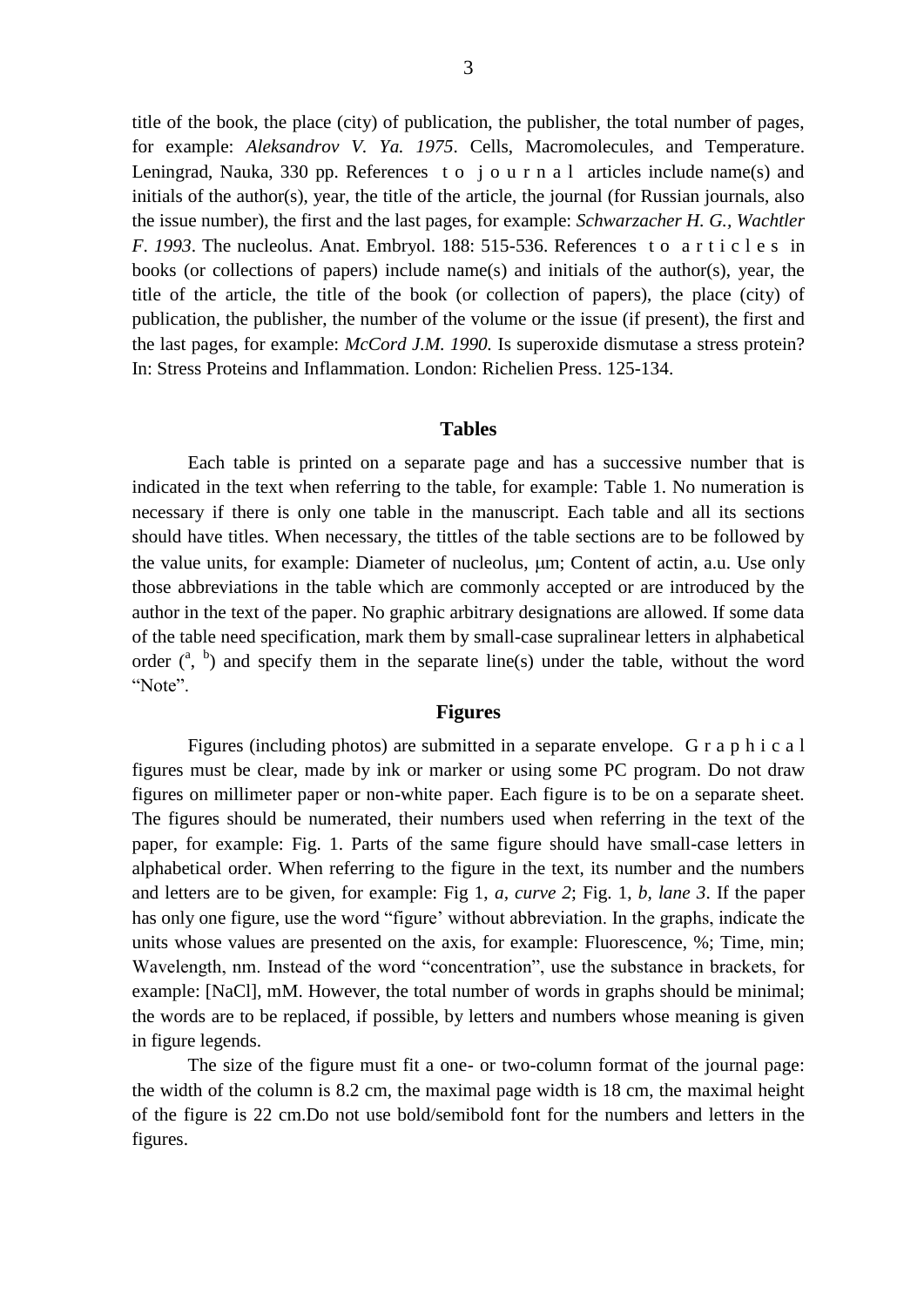title of the book, the place (city) of publication, the publisher, the total number of pages, for example: *Aleksandrov V. Ya. 1975*. Cells, Macromolecules, and Temperature. Leningrad, Nauka, 330 pp. References t o j o u r n a l articles include name(s) and initials of the author(s), year, the title of the article, the journal (for Russian journals, also the issue number), the first and the last pages, for example: *Schwarzacher H. G., Wachtler F. 1993*. The nucleolus. Anat. Embryol. 188: 515-536. References t o a r t i c l e s in books (or collections of papers) include name(s) and initials of the author(s), year, the title of the article, the title of the book (or collection of papers), the place (city) of publication, the publisher, the number of the volume or the issue (if present), the first and the last pages, for example: *McCord J.M. 1990.* Is superoxide dismutase a stress protein? In: Stress Proteins and Inflammation. London: Richelien Press. 125-134.

## Tables

Each table is printed on a separate page and has a successive number that is indicated in the text when referring to the table, for example: Table 1. No numeration is necessary if there is only one table in the manuscript. Each table and all its sections should have titles. When necessary, the tittles of the table sections are to be followed by the value units, for example: Diameter of nucleolus, μm; Content of actin, a.u. Use only those abbreviations in the table which are commonly accepted or are introduced by the author in the text of the paper. No graphic arbitrary designations are allowed. If some data of the table need specification, mark them by small-case supralinear letters in alphabetical order ($^{a}$, $^{b}$) and specify them in the separate line(s) under the table, without the word "Note".

## Figures

Figures (including photos) are submitted in a separate envelope. G r a p h i c a l figures must be clear, made by ink or marker or using some PC program. Do not draw figures on millimeter paper or non-white paper. Each figure is to be on a separate sheet. The figures should be numerated, their numbers used when referring in the text of the paper, for example: Fig. 1. Parts of the same figure should have small-case letters in alphabetical order. When referring to the figure in the text, its number and the numbers and letters are to be given, for example: Fig 1, *a, curve 2*; Fig. 1, *b, lane 3*. If the paper has only one figure, use the word "figure' without abbreviation. In the graphs, indicate the units whose values are presented on the axis, for example: Fluorescence, %; Time, min; Wavelength, nm. Instead of the word "concentration", use the substance in brackets, for example: [NaCl], mM. However, the total number of words in graphs should be minimal; the words are to be replaced, if possible, by letters and numbers whose meaning is given in figure legends.

The size of the figure must fit a one- or two-column format of the journal page: the width of the column is 8.2 cm, the maximal page width is 18 cm, the maximal height of the figure is 22 cm.Do not use bold/semibold font for the numbers and letters in the figures.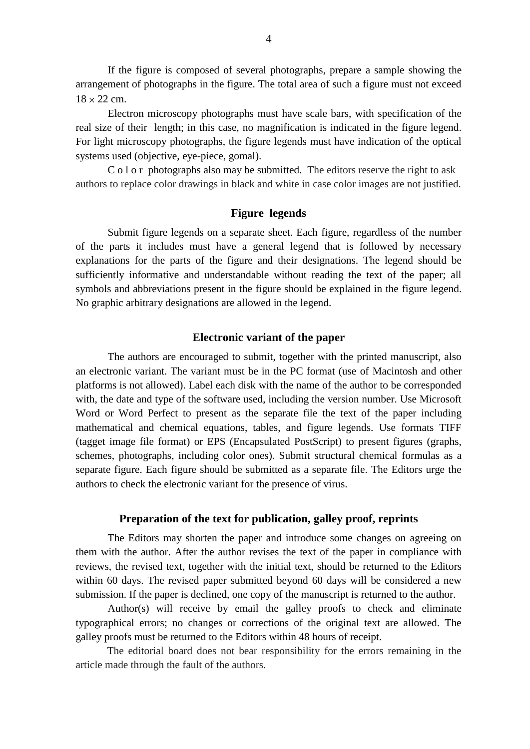If the figure is composed of several photographs, prepare a sample showing the arrangement of photographs in the figure. The total area of such a figure must not exceed $18 \times 22$ cm.

Electron microscopy photographs must have scale bars, with specification of the real size of their length; in this case, no magnification is indicated in the figure legend. For light microscopy photographs, the figure legends must have indication of the optical systems used (objective, eye-piece, gomal).

C o l o r photographs also may be submitted. The editors reserve the right to ask authors to replace color drawings in black and white in case color images are not justified.

## Figure legends

Submit figure legends on a separate sheet. Each figure, regardless of the number of the parts it includes must have a general legend that is followed by necessary explanations for the parts of the figure and their designations. The legend should be sufficiently informative and understandable without reading the text of the paper; all symbols and abbreviations present in the figure should be explained in the figure legend. No graphic arbitrary designations are allowed in the legend.

## Electronic variant of the paper

The authors are encouraged to submit, together with the printed manuscript, also an electronic variant. The variant must be in the PC format (use of Macintosh and other platforms is not allowed). Label each disk with the name of the author to be corresponded with, the date and type of the software used, including the version number. Use Microsoft Word or Word Perfect to present as the separate file the text of the paper including mathematical and chemical equations, tables, and figure legends. Use formats TIFF (tagget image file format) or EPS (Encapsulated PostScript) to present figures (graphs, schemes, photographs, including color ones). Submit structural chemical formulas as a separate figure. Each figure should be submitted as a separate file. The Editors urge the authors to check the electronic variant for the presence of virus.

## Preparation of the text for publication, galley proof, reprints

The Editors may shorten the paper and introduce some changes on agreeing on them with the author. After the author revises the text of the paper in compliance with reviews, the revised text, together with the initial text, should be returned to the Editors within 60 days. The revised paper submitted beyond 60 days will be considered a new submission. If the paper is declined, one copy of the manuscript is returned to the author.

Author(s) will receive by email the galley proofs to check and eliminate typographical errors; no changes or corrections of the original text are allowed. The galley proofs must be returned to the Editors within 48 hours of receipt.

The editorial board does not bear responsibility for the errors remaining in the article made through the fault of the authors.